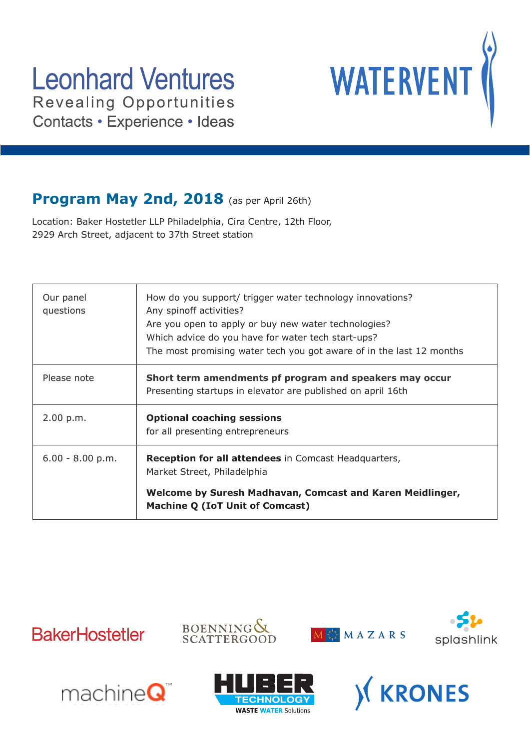Leonhard Ventures

Revealing Opportunities

Contacts • Experience • Ideas

WATERVENT

## Program May 2nd, 2018 (as per April 26th)

Location: Baker Hostetler LLP Philadelphia, Cira Centre, 12th Floor,
2929 Arch Street, adjacent to 37th Street station

| | |
|---|---|
| Our panel questions | How do you support/ trigger water technology innovations?<br>Any spinoff activities?<br>Are you open to apply or buy new water technologies?<br>Which advice do you have for water tech start-ups?<br>The most promising water tech you got aware of in the last 12 months |
| Please note | **Short term amendments pf program and speakers may occur**<br>Presenting startups in elevator are published on april 16th |
| 2.00 p.m. | **Optional coaching sessions**<br>for all presenting entrepreneurs |
| 6.00 - 8.00 p.m. | **Reception for all attendees** in Comcast Headquarters, Market Street, Philadelphia<br>**Welcome by Suresh Madhavan, Comcast and Karen Meidlinger, Machine Q (IoT Unit of Comcast)** |

BakerHostetler · Boenning & Scattergood · Mazars · splashlink · machineQ · Huber Technology Waste Water Solutions · Krones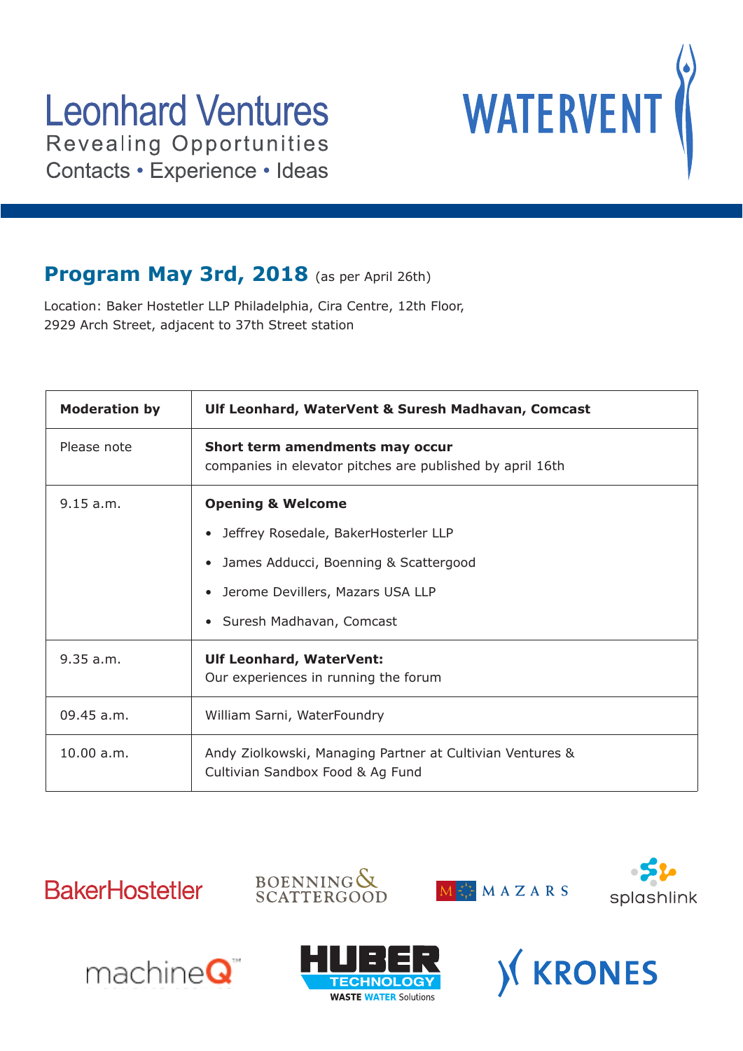Leonhard Ventures

Revealing Opportunities

Contacts • Experience • Ideas

WATERVENT

## Program May 3rd, 2018 (as per April 26th)

Location: Baker Hostetler LLP Philadelphia, Cira Centre, 12th Floor,
2929 Arch Street, adjacent to 37th Street station

| **Moderation by** | **Ulf Leonhard, WaterVent & Suresh Madhavan, Comcast** |
|---|---|
| Please note | **Short term amendments may occur**<br>companies in elevator pitches are published by april 16th |
| 9.15 a.m. | **Opening & Welcome**<br>• Jeffrey Rosedale, BakerHosterler LLP<br>• James Adducci, Boenning & Scattergood<br>• Jerome Devillers, Mazars USA LLP<br>• Suresh Madhavan, Comcast |
| 9.35 a.m. | **Ulf Leonhard, WaterVent:**<br>Our experiences in running the forum |
| 09.45 a.m. | William Sarni, WaterFoundry |
| 10.00 a.m. | Andy Ziolkowski, Managing Partner at Cultivian Ventures & Cultivian Sandbox Food & Ag Fund |

BakerHostetler — BOENNING & SCATTERGOOD — MAZARS — splashlink — machineQ — HUBER TECHNOLOGY WASTE WATER Solutions — KRONES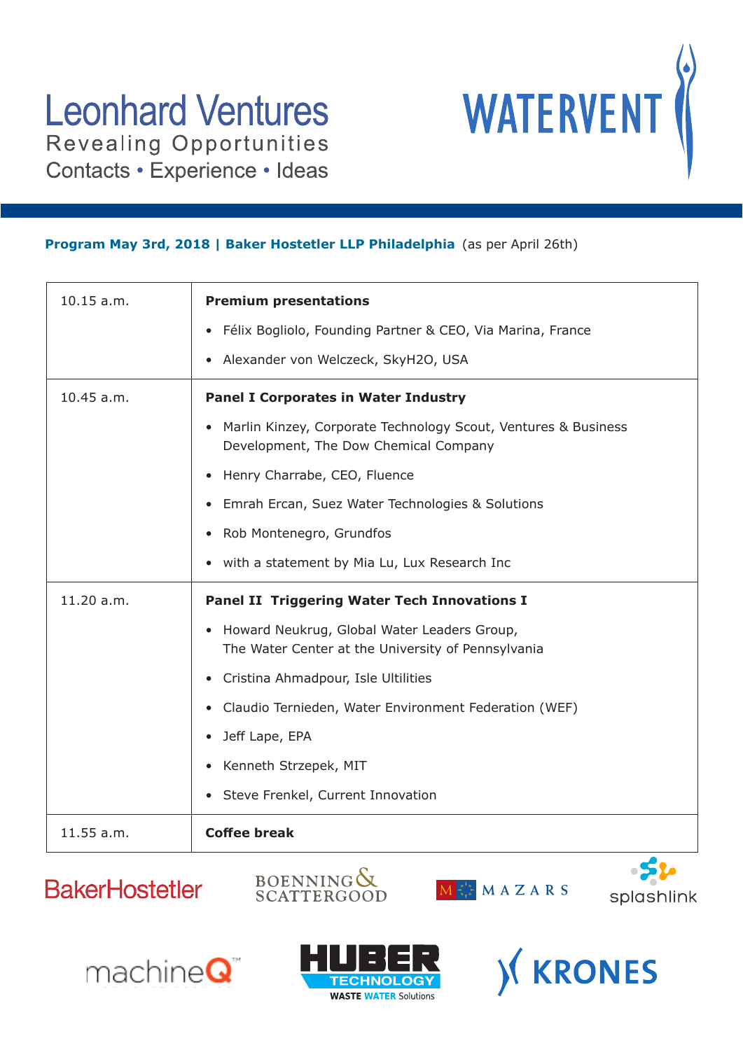Leonhard Ventures
Revealing Opportunities
Contacts • Experience • Ideas

WATERVENT

**Program May 3rd, 2018 | Baker Hostetler LLP Philadelphia** (as per April 26th)

| Time | Program |
|---|---|
| 10.15 a.m. | **Premium presentations**<br>• Félix Bogliolo, Founding Partner & CEO, Via Marina, France<br>• Alexander von Welczeck, SkyH2O, USA |
| 10.45 a.m. | **Panel I Corporates in Water Industry**<br>• Marlin Kinzey, Corporate Technology Scout, Ventures & Business Development, The Dow Chemical Company<br>• Henry Charrabe, CEO, Fluence<br>• Emrah Ercan, Suez Water Technologies & Solutions<br>• Rob Montenegro, Grundfos<br>• with a statement by Mia Lu, Lux Research Inc |
| 11.20 a.m. | **Panel II Triggering Water Tech Innovations I**<br>• Howard Neukrug, Global Water Leaders Group, The Water Center at the University of Pennsylvania<br>• Cristina Ahmadpour, Isle Ultilities<br>• Claudio Ternieden, Water Environment Federation (WEF)<br>• Jeff Lape, EPA<br>• Kenneth Strzepek, MIT<br>• Steve Frenkel, Current Innovation |
| 11.55 a.m. | **Coffee break** |

BakerHostetler | Boenning & Scattergood | Mazars | splashlink | machineQ | Huber Technology Waste Water Solutions | Krones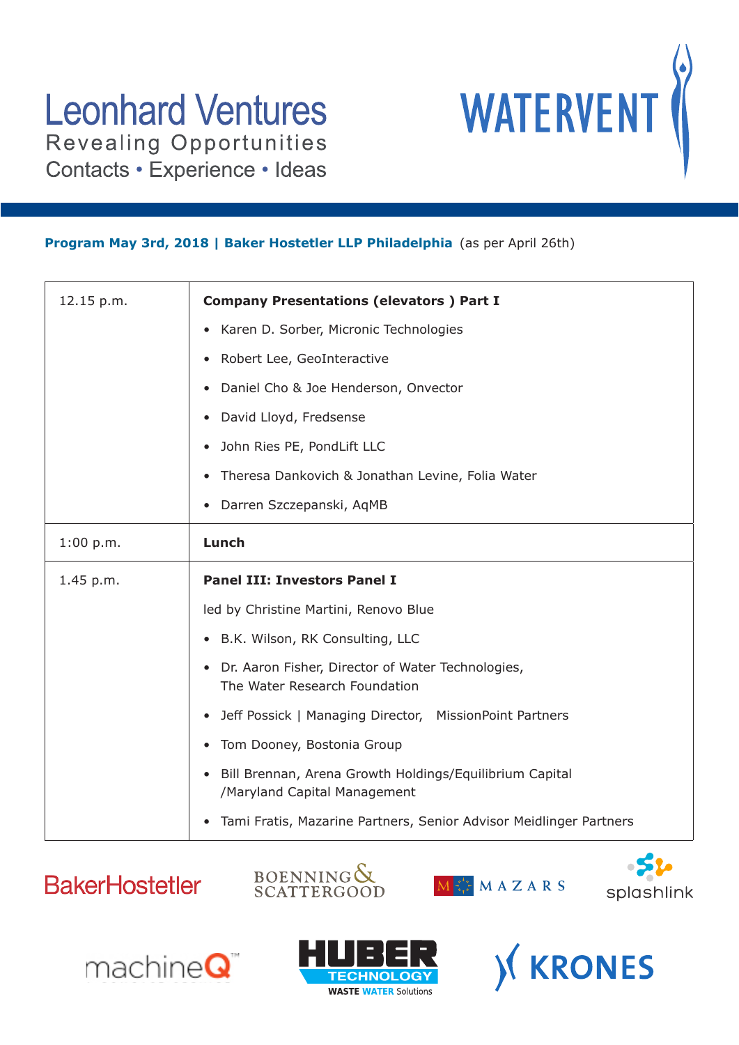Leonhard Ventures
Revealing Opportunities
Contacts • Experience • Ideas

WATERVENT

**Program May 3rd, 2018 | Baker Hostetler LLP Philadelphia** (as per April 26th)

| | |
|---|---|
| 12.15 p.m. | **Company Presentations (elevators ) Part I**<br>• Karen D. Sorber, Micronic Technologies<br>• Robert Lee, GeoInteractive<br>• Daniel Cho & Joe Henderson, Onvector<br>• David Lloyd, Fredsense<br>• John Ries PE, PondLift LLC<br>• Theresa Dankovich & Jonathan Levine, Folia Water<br>• Darren Szczepanski, AqMB |
| 1:00 p.m. | **Lunch** |
| 1.45 p.m. | **Panel III: Investors Panel I**<br>led by Christine Martini, Renovo Blue<br>• B.K. Wilson, RK Consulting, LLC<br>• Dr. Aaron Fisher, Director of Water Technologies, The Water Research Foundation<br>• Jeff Possick \| Managing Director, MissionPoint Partners<br>• Tom Dooney, Bostonia Group<br>• Bill Brennan, Arena Growth Holdings/Equilibrium Capital /Maryland Capital Management<br>• Tami Fratis, Mazarine Partners, Senior Advisor Meidlinger Partners |

BakerHostetler | BOENNING & SCATTERGOOD | MAZARS | splashlink | machineQ | HUBER TECHNOLOGY WASTE WATER Solutions | KRONES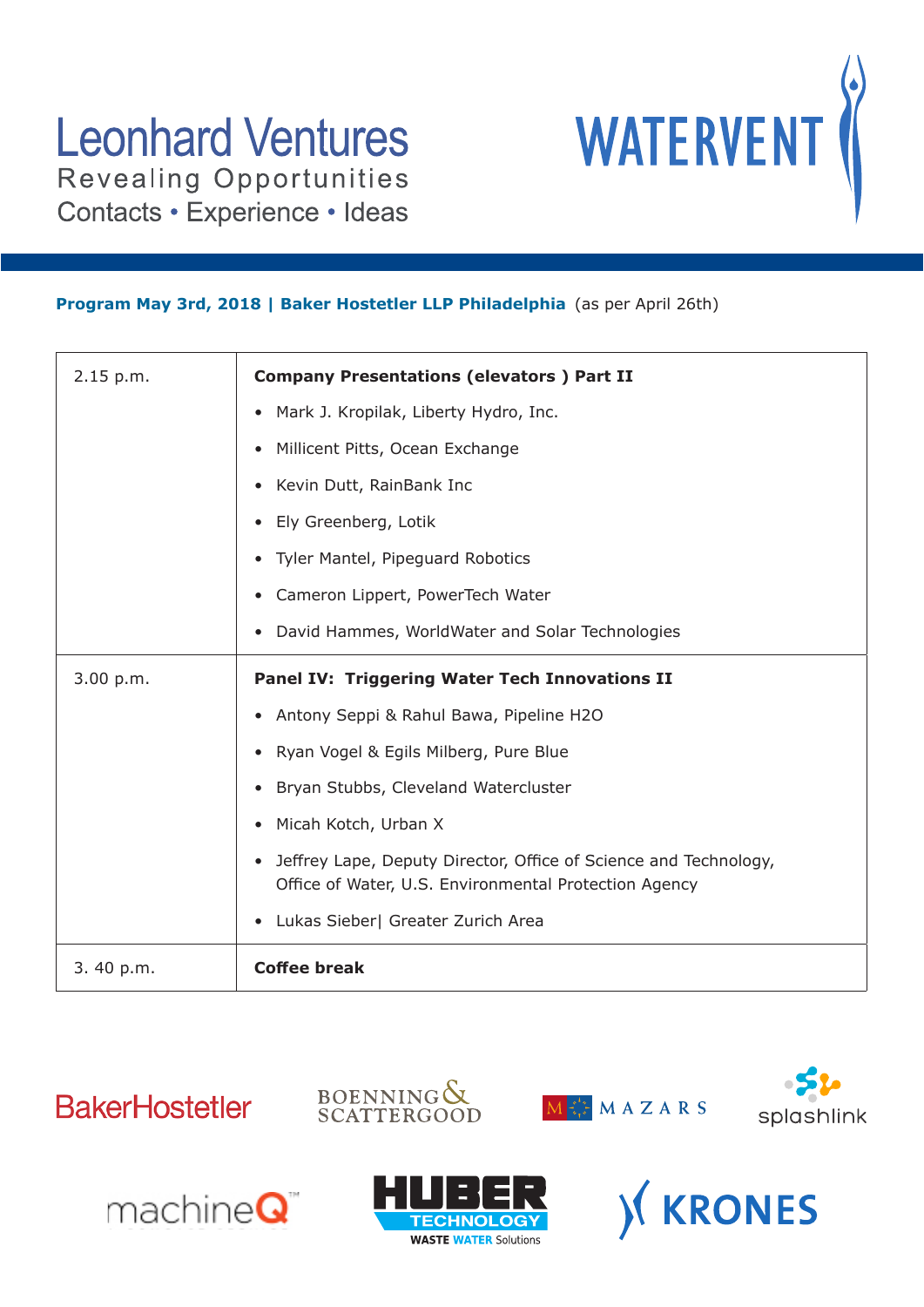Leonhard Ventures
Revealing Opportunities
Contacts • Experience • Ideas

WATERVENT

**Program May 3rd, 2018 | Baker Hostetler LLP Philadelphia** (as per April 26th)

| | |
|---|---|
| 2.15 p.m. | **Company Presentations (elevators ) Part II**<br>• Mark J. Kropilak, Liberty Hydro, Inc.<br>• Millicent Pitts, Ocean Exchange<br>• Kevin Dutt, RainBank Inc<br>• Ely Greenberg, Lotik<br>• Tyler Mantel, Pipeguard Robotics<br>• Cameron Lippert, PowerTech Water<br>• David Hammes, WorldWater and Solar Technologies |
| 3.00 p.m. | **Panel IV: Triggering Water Tech Innovations II**<br>• Antony Seppi & Rahul Bawa, Pipeline H2O<br>• Ryan Vogel & Egils Milberg, Pure Blue<br>• Bryan Stubbs, Cleveland Watercluster<br>• Micah Kotch, Urban X<br>• Jeffrey Lape, Deputy Director, Office of Science and Technology, Office of Water, U.S. Environmental Protection Agency<br>• Lukas Sieber\| Greater Zurich Area |
| 3. 40 p.m. | **Coffee break** |

BakerHostetler BOENNING & SCATTERGOOD MAZARS splashlink machineQ HUBER TECHNOLOGY WASTE WATER Solutions KRONES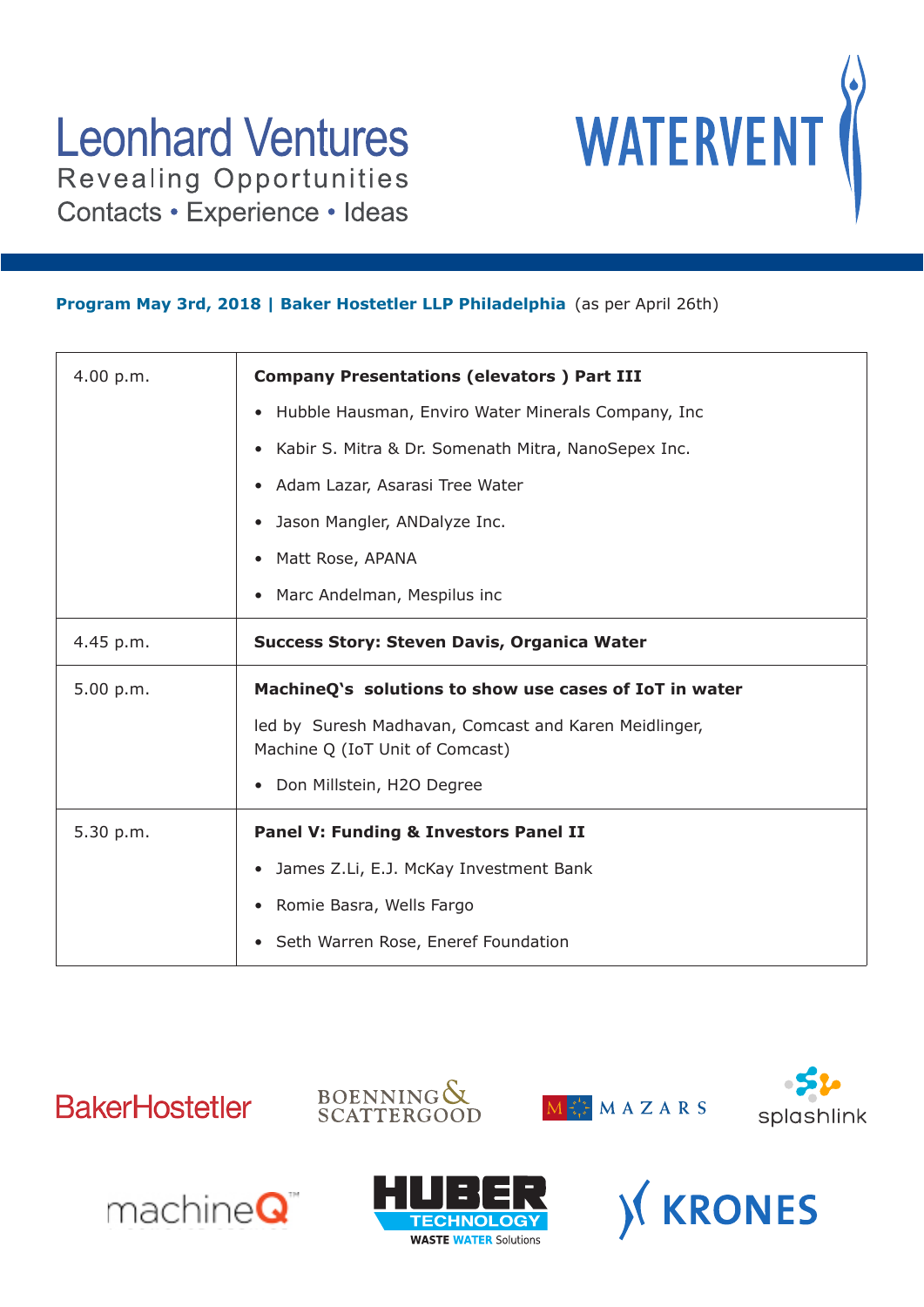Leonhard Ventures
Revealing Opportunities
Contacts • Experience • Ideas

WATERVENT

**Program May 3rd, 2018 | Baker Hostetler LLP Philadelphia** (as per April 26th)

| | |
|---|---|
| 4.00 p.m. | **Company Presentations (elevators ) Part III**<br>• Hubble Hausman, Enviro Water Minerals Company, Inc<br>• Kabir S. Mitra & Dr. Somenath Mitra, NanoSepex Inc.<br>• Adam Lazar, Asarasi Tree Water<br>• Jason Mangler, ANDalyze Inc.<br>• Matt Rose, APANA<br>• Marc Andelman, Mespilus inc |
| 4.45 p.m. | **Success Story: Steven Davis, Organica Water** |
| 5.00 p.m. | **MachineQ's solutions to show use cases of IoT in water**<br>led by Suresh Madhavan, Comcast and Karen Meidlinger, Machine Q (IoT Unit of Comcast)<br>• Don Millstein, H2O Degree |
| 5.30 p.m. | **Panel V: Funding & Investors Panel II**<br>• James Z.Li, E.J. McKay Investment Bank<br>• Romie Basra, Wells Fargo<br>• Seth Warren Rose, Eneref Foundation |

BakerHostetler · BOENNING & SCATTERGOOD · MAZARS · splashlink · machineQ · HUBER TECHNOLOGY WASTE WATER Solutions · KRONES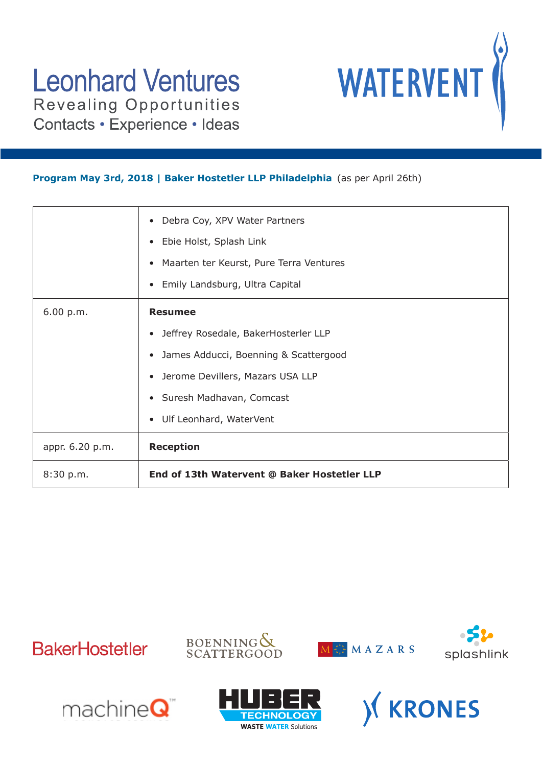# Leonhard Ventures

Revealing Opportunities

Contacts • Experience • Ideas

WATERVENT

**Program May 3rd, 2018 | Baker Hostetler LLP Philadelphia** (as per April 26th)

| | |
|---|---|
| | • Debra Coy, XPV Water Partners<br>• Ebie Holst, Splash Link<br>• Maarten ter Keurst, Pure Terra Ventures<br>• Emily Landsburg, Ultra Capital |
| 6.00 p.m. | **Resumee**<br>• Jeffrey Rosedale, BakerHosterler LLP<br>• James Adducci, Boenning & Scattergood<br>• Jerome Devillers, Mazars USA LLP<br>• Suresh Madhavan, Comcast<br>• Ulf Leonhard, WaterVent |
| appr. 6.20 p.m. | **Reception** |
| 8:30 p.m. | **End of 13th Watervent @ Baker Hostetler LLP** |

BakerHostetler

BOENNING & SCATTERGOOD

MAZARS

splashlink

machineQ™

HUBER TECHNOLOGY WASTE WATER Solutions

KRONES